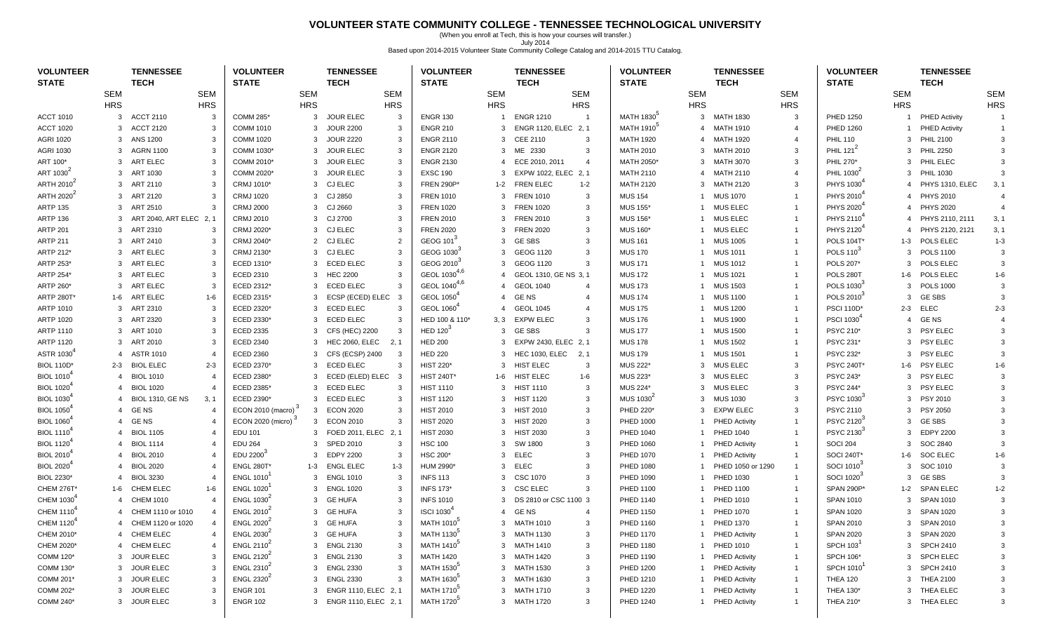# VOLUNTEER STATE COMMUNITY COLLEGE - TENNESSEE TECHNOLOGICAL UNIVERSITY

(When you enroll at Tech, this is how your courses will transfer.)

July 2014

Based upon 2014-2015 Volunteer State Community College Catalog and 2014-2015 TTU Catalog.

| VOLUNTEER STATE | SEM HRS | TENNESSEE TECH | SEM HRS |
|---|---|---|---|
| ACCT 1010 | 3 | ACCT 2110 | 3 |
| ACCT 1020 | 3 | ACCT 2120 | 3 |
| AGRI 1020 | 3 | ANS 1200 | 3 |
| AGRI 1030 | 3 | AGRN 1100 | 3 |
| ART 100* | 3 | ART ELEC | 3 |
| ART 1030[2] | 3 | ART 1030 | 3 |
| ARTH 2010[2] | 3 | ART 2110 | 3 |
| ARTH 2020[2] | 3 | ART 2120 | 3 |
| ARTP 135 | 3 | ART 2510 | 3 |
| ARTP 136 | 3 | ART 2040, ART ELEC | 2, 1 |
| ARTP 201 | 3 | ART 2310 | 3 |
| ARTP 211 | 3 | ART 2410 | 3 |
| ARTP 212* | 3 | ART ELEC | 3 |
| ARTP 253* | 3 | ART ELEC | 3 |
| ARTP 254* | 3 | ART ELEC | 3 |
| ARTP 260* | 3 | ART ELEC | 3 |
| ARTP 280T* | 1-6 | ART ELEC | 1-6 |
| ARTP 1010 | 3 | ART 2310 | 3 |
| ARTP 1020 | 3 | ART 2320 | 3 |
| ARTP 1110 | 3 | ART 1010 | 3 |
| ARTP 1120 | 3 | ART 2010 | 3 |
| ASTR 1030[4] | 4 | ASTR 1010 | 4 |
| BIOL 110D* | 2-3 | BIOL ELEC | 2-3 |
| BIOL 1010[4] | 4 | BIOL ELEC | 4 |
| BIOL 1020[4] | 4 | BIOL 1020 | 4 |
| BIOL 1030[4] | 4 | BIOL 1310, GE NS | 3, 1 |
| BIOL 1050[4] | 4 | GE NS | 4 |
| BIOL 1060[4] | 4 | GE NS | 4 |
| BIOL 1110[4] | 4 | BIOL 1105 | 4 |
| BIOL 1120[4] | 4 | BIOL 1114 | 4 |
| BIOL 2010[4] | 4 | BIOL 2010 | 4 |
| BIOL 2020[4] | 4 | BIOL 2020 | 4 |
| BIOL 2230* | 4 | BIOL 3230 | 4 |
| CHEM 276T* | 1-6 | CHEM ELEC | 1-6 |
| CHEM 1030[4] | 4 | CHEM 1010 | 4 |
| CHEM 1110[4] | 4 | CHEM 1110 or 1010 | 4 |
| CHEM 1120[4] | 4 | CHEM 1120 or 1020 | 4 |
| CHEM 2010* | 4 | CHEM ELEC | 4 |
| CHEM 2020* | 4 | CHEM ELEC | 4 |
| COMM 120* | 3 | JOUR ELEC | 3 |
| COMM 130* | 3 | JOUR ELEC | 3 |
| COMM 201* | 3 | JOUR ELEC | 3 |
| COMM 202* | 3 | JOUR ELEC | 3 |
| COMM 240* | 3 | JOUR ELEC | 3 |
| COMM 285* | 3 | JOUR ELEC | 3 |
| COMM 1010 | 3 | JOUR 2200 | 3 |
| COMM 1020 | 3 | JOUR 2220 | 3 |
| COMM 1030* | 3 | JOUR ELEC | 3 |
| COMM 2010* | 3 | JOUR ELEC | 3 |
| COMM 2020* | 3 | JOUR ELEC | 3 |
| CRMJ 1010* | 3 | CJ ELEC | 3 |
| CRMJ 1020 | 3 | CJ 2850 | 3 |
| CRMJ 2000 | 3 | CJ 2660 | 3 |
| CRMJ 2010 | 3 | CJ 2700 | 3 |
| CRMJ 2020* | 3 | CJ ELEC | 3 |
| CRMJ 2040* | 2 | CJ ELEC | 2 |
| CRMJ 2130* | 3 | CJ ELEC | 3 |
| ECED 1310* | 3 | ECED ELEC | 3 |
| ECED 2310 | 3 | HEC 2200 | 3 |
| ECED 2312* | 3 | ECED ELEC | 3 |
| ECED 2315* | 3 | ECSP (ECED) ELEC | 3 |
| ECED 2320* | 3 | ECED ELEC | 3 |
| ECED 2330* | 3 | ECED ELEC | 3 |
| ECED 2335 | 3 | CFS (HEC) 2200 | 3 |
| ECED 2340 | 3 | HEC 2060, ELEC | 2, 1 |
| ECED 2360 | 3 | CFS (ECSP) 2400 | 3 |
| ECED 2370* | 3 | ECED ELEC | 3 |
| ECED 2380* | 3 | ECED (ELED) ELEC | 3 |
| ECED 2385* | 3 | ECED ELEC | 3 |
| ECED 2390* | 3 | ECED ELEC | 3 |
| ECON 2010 (macro)[3] | 3 | ECON 2020 | 3 |
| ECON 2020 (micro)[3] | 3 | ECON 2010 | 3 |
| EDU 101 | 3 | FOED 2011, ELEC | 2, 1 |
| EDU 264 | 3 | SPED 2010 | 3 |
| EDU 2200[3] | 3 | EDPY 2200 | 3 |
| ENGL 280T* | 1-3 | ENGL ELEC | 1-3 |
| ENGL 1010[1] | 3 | ENGL 1010 | 3 |
| ENGL 1020[1] | 3 | ENGL 1020 | 3 |
| ENGL 1030[2] | 3 | GE HUFA | 3 |
| ENGL 2010[2] | 3 | GE HUFA | 3 |
| ENGL 2020[2] | 3 | GE HUFA | 3 |
| ENGL 2030[2] | 3 | GE HUFA | 3 |
| ENGL 2110[2] | 3 | ENGL 2130 | 3 |
| ENGL 2120[2] | 3 | ENGL 2130 | 3 |
| ENGL 2310[2] | 3 | ENGL 2330 | 3 |
| ENGL 2320[2] | 3 | ENGL 2330 | 3 |
| ENGR 101 | 3 | ENGR 1110, ELEC | 2, 1 |
| ENGR 102 | 3 | ENGR 1110, ELEC | 2, 1 |
| ENGR 130 | 1 | ENGR 1210 | 1 |
| ENGR 210 | 3 | ENGR 1120, ELEC | 2, 1 |
| ENGR 2110 | 3 | CEE 2110 | 3 |
| ENGR 2120 | 3 | ME 2330 | 3 |
| ENGR 2130 | 4 | ECE 2010, 2011 | 4 |
| EXSC 190 | 3 | EXPW 1022, ELEC | 2, 1 |
| FREN 290P* | 1-2 | FREN ELEC | 1-2 |
| FREN 1010 | 3 | FREN 1010 | 3 |
| FREN 1020 | 3 | FREN 1020 | 3 |
| FREN 2010 | 3 | FREN 2010 | 3 |
| FREN 2020 | 3 | FREN 2020 | 3 |
| GEOG 101[3] | 3 | GE SBS | 3 |
| GEOG 1030[3] | 3 | GEOG 1120 | 3 |
| GEOG 2010[3] | 3 | GEOG 1120 | 3 |
| GEOL 1030[4,6] | 4 | GEOL 1310, GE NS | 3, 1 |
| GEOL 1040[4,6] | 4 | GEOL 1040 | 4 |
| GEOL 1050[4] | 4 | GE NS | 4 |
| GEOL 1060[4] | 4 | GEOL 1045 | 4 |
| HED 100 & 110* | 3, 3 | EXPW ELEC | 3 |
| HED 120[3] | 3 | GE SBS | 3 |
| HED 200 | 3 | EXPW 2430, ELEC | 2, 1 |
| HED 220 | 3 | HEC 1030, ELEC | 2, 1 |
| HIST 220* | 3 | HIST ELEC | 3 |
| HIST 240T* | 1-6 | HIST ELEC | 1-6 |
| HIST 1110 | 3 | HIST 1110 | 3 |
| HIST 1120 | 3 | HIST 1120 | 3 |
| HIST 2010 | 3 | HIST 2010 | 3 |
| HIST 2020 | 3 | HIST 2020 | 3 |
| HIST 2030 | 3 | HIST 2030 | 3 |
| HSC 100 | 3 | SW 1800 | 3 |
| HSC 200* | 3 | ELEC | 3 |
| HUM 2990* | 3 | ELEC | 3 |
| INFS 113 | 3 | CSC 1070 | 3 |
| INFS 173* | 3 | CSC ELEC | 3 |
| INFS 1010 | 3 | DS 2810 or CSC 1100 | 3 |
| ISCI 1030[4] | 4 | GE NS | 4 |
| MATH 1010[5] | 3 | MATH 1010 | 3 |
| MATH 1130[5] | 3 | MATH 1130 | 3 |
| MATH 1410[5] | 3 | MATH 1410 | 3 |
| MATH 1420 | 3 | MATH 1420 | 3 |
| MATH 1530[5] | 3 | MATH 1530 | 3 |
| MATH 1630[5] | 3 | MATH 1630 | 3 |
| MATH 1710[5] | 3 | MATH 1710 | 3 |
| MATH 1720[5] | 3 | MATH 1720 | 3 |
| MATH 1830[5] | 3 | MATH 1830 | 3 |
| MATH 1910[5] | 4 | MATH 1910 | 4 |
| MATH 1920 | 4 | MATH 1920 | 4 |
| MATH 2010 | 3 | MATH 2010 | 3 |
| MATH 2050* | 3 | MATH 3070 | 3 |
| MATH 2110 | 4 | MATH 2110 | 4 |
| MATH 2120 | 3 | MATH 2120 | 3 |
| MUS 154 | 1 | MUS 1070 | 1 |
| MUS 155* | 1 | MUS ELEC | 1 |
| MUS 156* | 1 | MUS ELEC | 1 |
| MUS 160* | 1 | MUS ELEC | 1 |
| MUS 161 | 1 | MUS 1005 | 1 |
| MUS 170 | 1 | MUS 1011 | 1 |
| MUS 171 | 1 | MUS 1012 | 1 |
| MUS 172 | 1 | MUS 1021 | 1 |
| MUS 173 | 1 | MUS 1503 | 1 |
| MUS 174 | 1 | MUS 1100 | 1 |
| MUS 175 | 1 | MUS 1200 | 1 |
| MUS 176 | 1 | MUS 1900 | 1 |
| MUS 177 | 1 | MUS 1500 | 1 |
| MUS 178 | 1 | MUS 1502 | 1 |
| MUS 179 | 1 | MUS 1501 | 1 |
| MUS 222* | 3 | MUS ELEC | 3 |
| MUS 223* | 3 | MUS ELEC | 3 |
| MUS 224* | 3 | MUS ELEC | 3 |
| MUS 1030[2] | 3 | MUS 1030 | 3 |
| PHED 220* | 3 | EXPW ELEC | 3 |
| PHED 1000 | 1 | PHED Activity | 1 |
| PHED 1040 | 1 | PHED 1040 | 1 |
| PHED 1060 | 1 | PHED Activity | 1 |
| PHED 1070 | 1 | PHED Activity | 1 |
| PHED 1080 | 1 | PHED 1050 or 1290 | 1 |
| PHED 1090 | 1 | PHED 1030 | 1 |
| PHED 1100 | 1 | PHED 1100 | 1 |
| PHED 1140 | 1 | PHED 1010 | 1 |
| PHED 1150 | 1 | PHED 1070 | 1 |
| PHED 1160 | 1 | PHED 1370 | 1 |
| PHED 1170 | 1 | PHED Activity | 1 |
| PHED 1180 | 1 | PHED 1010 | 1 |
| PHED 1190 | 1 | PHED Activity | 1 |
| PHED 1200 | 1 | PHED Activity | 1 |
| PHED 1210 | 1 | PHED Activity | 1 |
| PHED 1220 | 1 | PHED Activity | 1 |
| PHED 1240 | 1 | PHED Activity | 1 |
| PHED 1250 | 1 | PHED Activity | 1 |
| PHED 1260 | 1 | PHED Activity | 1 |
| PHIL 110 | 3 | PHIL 2100 | 3 |
| PHIL 121[2] | 3 | PHIL 2250 | 3 |
| PHIL 270* | 3 | PHIL ELEC | 3 |
| PHIL 1030[2] | 3 | PHIL 1030 | 3 |
| PHYS 1030[4] | 4 | PHYS 1310, ELEC | 3, 1 |
| PHYS 2010[4] | 4 | PHYS 2010 | 4 |
| PHYS 2020[4] | 4 | PHYS 2020 | 4 |
| PHYS 2110[4] | 4 | PHYS 2110, 2111 | 3, 1 |
| PHYS 2120[4] | 4 | PHYS 2120, 2121 | 3, 1 |
| POLS 104T* | 1-3 | POLS ELEC | 1-3 |
| POLS 110[3] | 3 | POLS 1100 | 3 |
| POLS 207* | 3 | POLS ELEC | 3 |
| POLS 280T | 1-6 | POLS ELEC | 1-6 |
| POLS 1030[3] | 3 | POLS 1000 | 3 |
| POLS 2010[3] | 3 | GE SBS | 3 |
| PSCI 110D* | 2-3 | ELEC | 2-3 |
| PSCI 1030[4] | 4 | GE NS | 4 |
| PSYC 210* | 3 | PSY ELEC | 3 |
| PSYC 231* | 3 | PSY ELEC | 3 |
| PSYC 232* | 3 | PSY ELEC | 3 |
| PSYC 240T* | 1-6 | PSY ELEC | 1-6 |
| PSYC 243* | 3 | PSY ELEC | 3 |
| PSYC 244* | 3 | PSY ELEC | 3 |
| PSYC 1030[3] | 3 | PSY 2010 | 3 |
| PSYC 2110 | 3 | PSY 2050 | 3 |
| PSYC 2120[3] | 3 | GE SBS | 3 |
| PSYC 2130[3] | 3 | EDPY 2200 | 3 |
| SOCI 204 | 3 | SOC 2840 | 3 |
| SOCI 240T* | 1-6 | SOC ELEC | 1-6 |
| SOCI 1010[3] | 3 | SOC 1010 | 3 |
| SOCI 1020[3] | 3 | GE SBS | 3 |
| SPAN 290P* | 1-2 | SPAN ELEC | 1-2 |
| SPAN 1010 | 3 | SPAN 1010 | 3 |
| SPAN 1020 | 3 | SPAN 1020 | 3 |
| SPAN 2010 | 3 | SPAN 2010 | 3 |
| SPAN 2020 | 3 | SPAN 2020 | 3 |
| SPCH 103[1] | 3 | SPCH 2410 | 3 |
| SPCH 106* | 3 | SPCH ELEC | 3 |
| SPCH 1010[1] | 3 | SPCH 2410 | 3 |
| THEA 120 | 3 | THEA 2100 | 3 |
| THEA 130* | 3 | THEA ELEC | 3 |
| THEA 210* | 3 | THEA ELEC | 3 |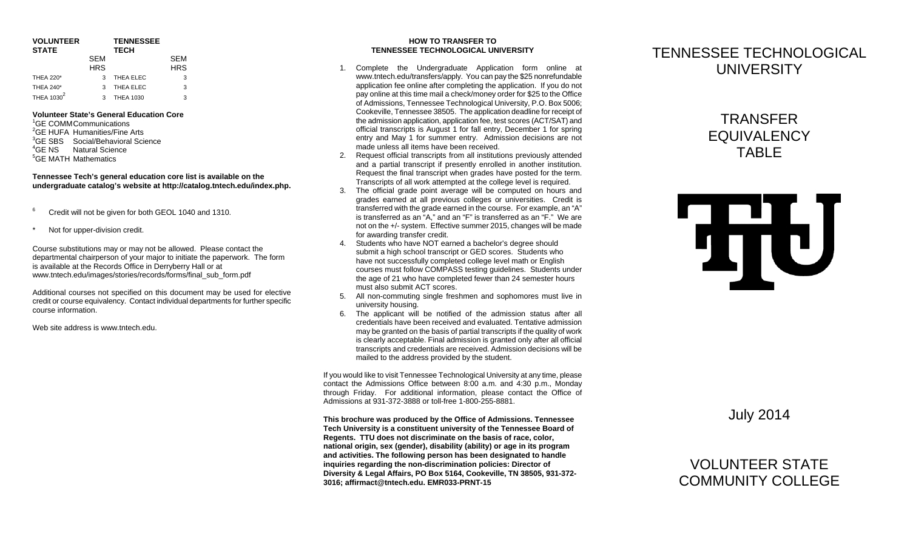| VOLUNTEER STATE | SEM HRS | TENNESSEE TECH | SEM HRS |
|---|---|---|---|
| THEA 220* | 3 | THEA ELEC | 3 |
| THEA 240* | 3 | THEA ELEC | 3 |
| THEA 1030[2] | 3 | THEA 1030 | 3 |

**Volunteer State's General Education Core**

[1]GE COMM Communications
[2]GE HUFA Humanities/Fine Arts
[3]GE SBS Social/Behavioral Science
[4]GE NS Natural Science
[5]GE MATH Mathematics

**Tennessee Tech's general education core list is available on the undergraduate catalog's website at http://catalog.tntech.edu/index.php.**

[6] Credit will not be given for both GEOL 1040 and 1310.

* Not for upper-division credit.

Course substitutions may or may not be allowed. Please contact the departmental chairperson of your major to initiate the paperwork. The form is available at the Records Office in Derryberry Hall or at www.tntech.edu/images/stories/records/forms/final_sub_form.pdf

Additional courses not specified on this document may be used for elective credit or course equivalency. Contact individual departments for further specific course information.

Web site address is www.tntech.edu.

**HOW TO TRANSFER TO TENNESSEE TECHNOLOGICAL UNIVERSITY**

1. Complete the Undergraduate Application form online at www.tntech.edu/transfers/apply. You can pay the $25 nonrefundable application fee online after completing the application. If you do not pay online at this time mail a check/money order for $25 to the Office of Admissions, Tennessee Technological University, P.O. Box 5006; Cookeville, Tennessee 38505. The application deadline for receipt of the admission application, application fee, test scores (ACT/SAT) and official transcripts is August 1 for fall entry, December 1 for spring entry and May 1 for summer entry. Admission decisions are not made unless all items have been received.
2. Request official transcripts from all institutions previously attended and a partial transcript if presently enrolled in another institution. Request the final transcript when grades have posted for the term. Transcripts of all work attempted at the college level is required.
3. The official grade point average will be computed on hours and grades earned at all previous colleges or universities. Credit is transferred with the grade earned in the course. For example, an "A" is transferred as an "A," and an "F" is transferred as an "F." We are not on the +/- system. Effective summer 2015, changes will be made for awarding transfer credit.
4. Students who have NOT earned a bachelor's degree should submit a high school transcript or GED scores. Students who have not successfully completed college level math or English courses must follow COMPASS testing guidelines. Students under the age of 21 who have completed fewer than 24 semester hours must also submit ACT scores.
5. All non-commuting single freshmen and sophomores must live in university housing.
6. The applicant will be notified of the admission status after all credentials have been received and evaluated. Tentative admission may be granted on the basis of partial transcripts if the quality of work is clearly acceptable. Final admission is granted only after all official transcripts and credentials are received. Admission decisions will be mailed to the address provided by the student.

If you would like to visit Tennessee Technological University at any time, please contact the Admissions Office between 8:00 a.m. and 4:30 p.m., Monday through Friday. For additional information, please contact the Office of Admissions at 931-372-3888 or toll-free 1-800-255-8881.

**This brochure was produced by the Office of Admissions. Tennessee Tech University is a constituent university of the Tennessee Board of Regents. TTU does not discriminate on the basis of race, color, national origin, sex (gender), disability (ability) or age in its program and activities. The following person has been designated to handle inquiries regarding the non-discrimination policies: Director of Diversity & Legal Affairs, PO Box 5164, Cookeville, TN 38505, 931-372-3016; affirmact@tntech.edu. EMR033-PRNT-15**

# TENNESSEE TECHNOLOGICAL UNIVERSITY

# TRANSFER EQUIVALENCY TABLE

TTU

July 2014

# VOLUNTEER STATE COMMUNITY COLLEGE